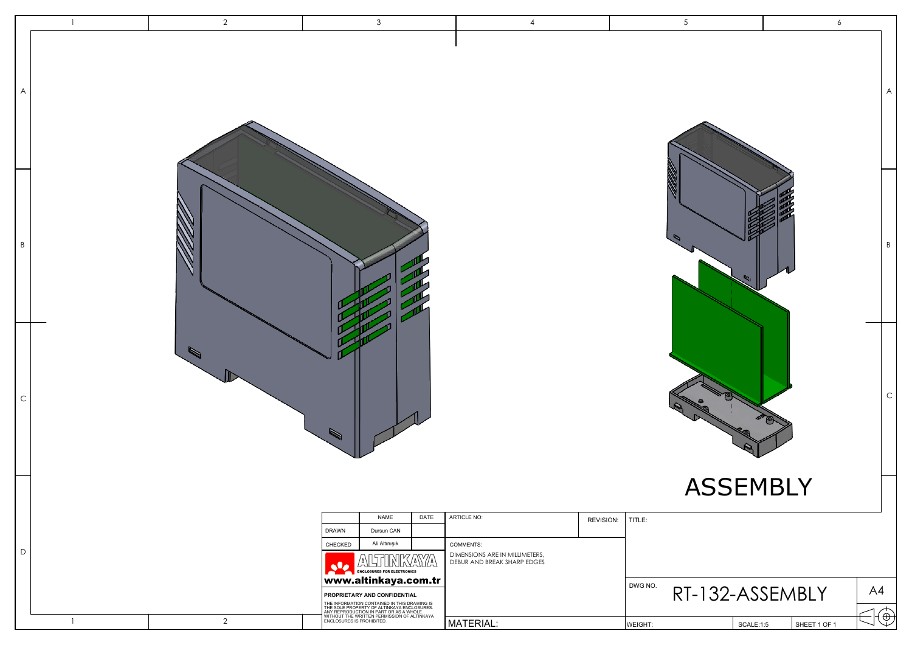# ASSEMBLY

| | NAME | DATE | ARTICLE NO: | REVISION: | TITLE: |
|---|---|---|---|---|---|
| DRAWN | Dursun CAN | | | | |
| CHECKED | Ali Altınışık | | COMMENTS: DIMENSIONS ARE IN MILLIMETERS, DEBUR AND BREAK SHARP EDGES | | |

ALTINKAYA ENCLOSURES FOR ELECTRONICS

**www.altinkaya.com.tr**

**PROPRIETARY AND CONFIDENTIAL**

THE INFORMATION CONTAINED IN THIS DRAWING IS THE SOLE PROPERTY OF ALTINKAYA ENCLOSURES. ANY REPRODUCTION IN PART OR AS A WHOLE WITHOUT THE WRITTEN PERMISSION OF ALTINKAYA ENCLOSURES IS PROHIBITED.

MATERIAL:

DWG NO. RT-132-ASSEMBLY

A4

WEIGHT:

SCALE:1:5

SHEET 1 OF 1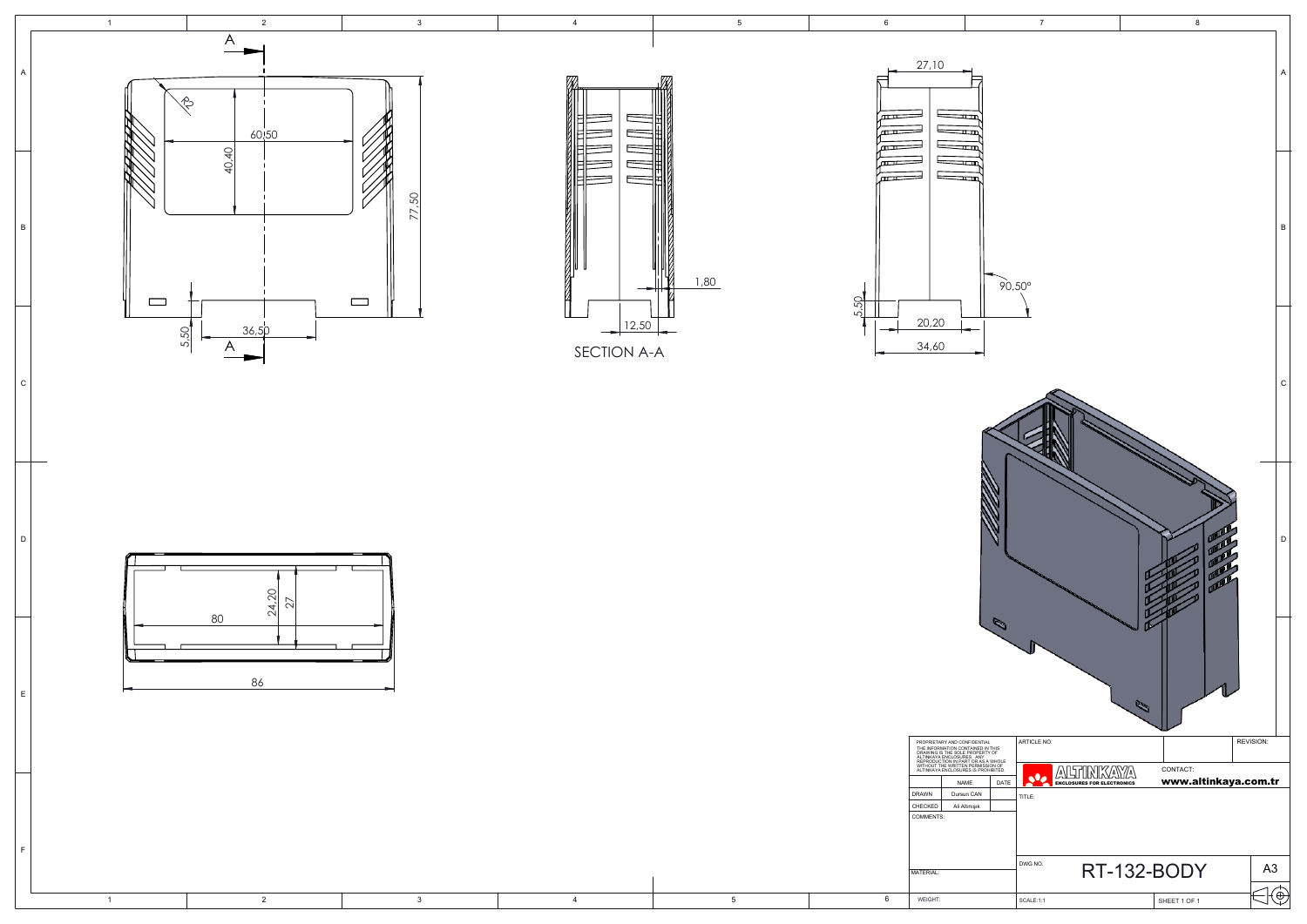A

R3

60,50

40,40

77,50

5,50

36,50

A

1,80

12,50

SECTION A-A

27,10

90,50°

5,50

20,20

34,60

80

24,20

27

86

| PROPRIETARY AND CONFIDENTIAL<br>THE INFORMATION CONTAINED IN THIS DRAWING IS THE SOLE PROPERTY OF ALTINKAYA ENCLOSURES. ANY REPRODUCTION IN PART OR AS A WHOLE WITHOUT THE WRITTEN PERMISSION OF ALTINKAYA ENCLOSURES IS PROHIBITED. | | | ARTICLE NO: | | REVISION: |
|---|---|---|---|---|---|
| | NAME | DATE | ALTINKAYA ENCLOSURES FOR ELECTRONICS | CONTACT: www.altinkaya.com.tr | |
| DRAWN | Dursun CAN | | TITLE: | | |
| CHECKED | Ali Altınışık | | | | |
| COMMENTS: | | | | | |
| MATERIAL: | | | DWG NO. RT-132-BODY | | A3 |
| WEIGHT: | | | SCALE:1:1 | SHEET 1 OF 1 | |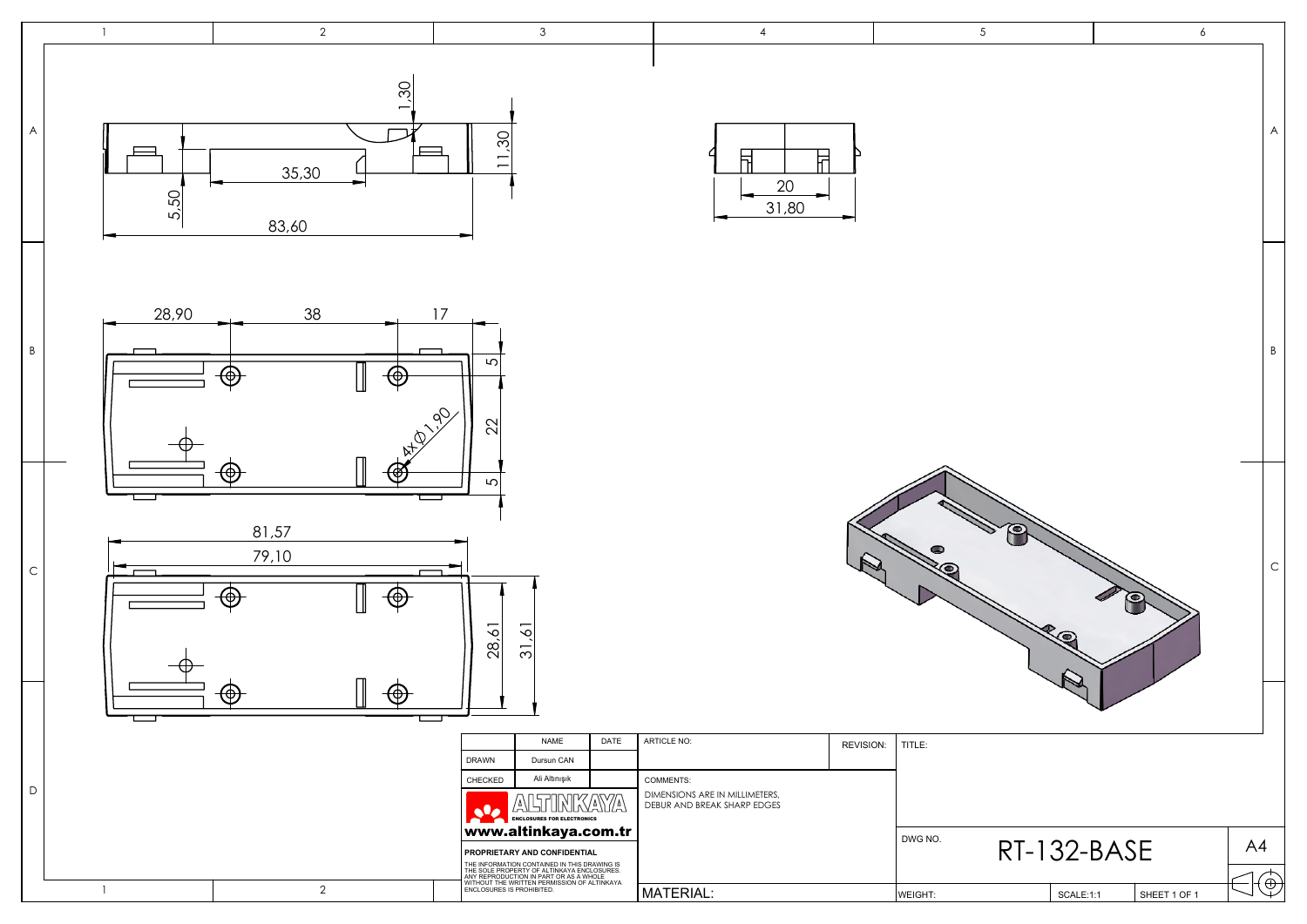1,30

35,30

11,30

5,50

83,60

20

31,80

28,90

38

17

5

22

5

4X Ø1,90

81,57

79,10

28,61

31,61

| | NAME | DATE |
|---|---|---|
| DRAWN | Dursun CAN | |
| CHECKED | Ali Altınışık | |

ALTINKAYA

ENCLOSURES FOR ELECTRONICS

**www.altinkaya.com.tr**

**PROPRIETARY AND CONFIDENTIAL**

THE INFORMATION CONTAINED IN THIS DRAWING IS THE SOLE PROPERTY OF ALTINKAYA ENCLOSURES. ANY REPRODUCTION IN PART OR AS A WHOLE WITHOUT THE WRITTEN PERMISSION OF ALTINKAYA ENCLOSURES IS PROHIBITED.

ARTICLE NO:

REVISION:

COMMENTS:

DIMENSIONS ARE IN MILLIMETERS, DEBUR AND BREAK SHARP EDGES

MATERIAL:

TITLE:

DWG NO. RT-132-BASE

A4

WEIGHT:

SCALE:1:1

SHEET 1 OF 1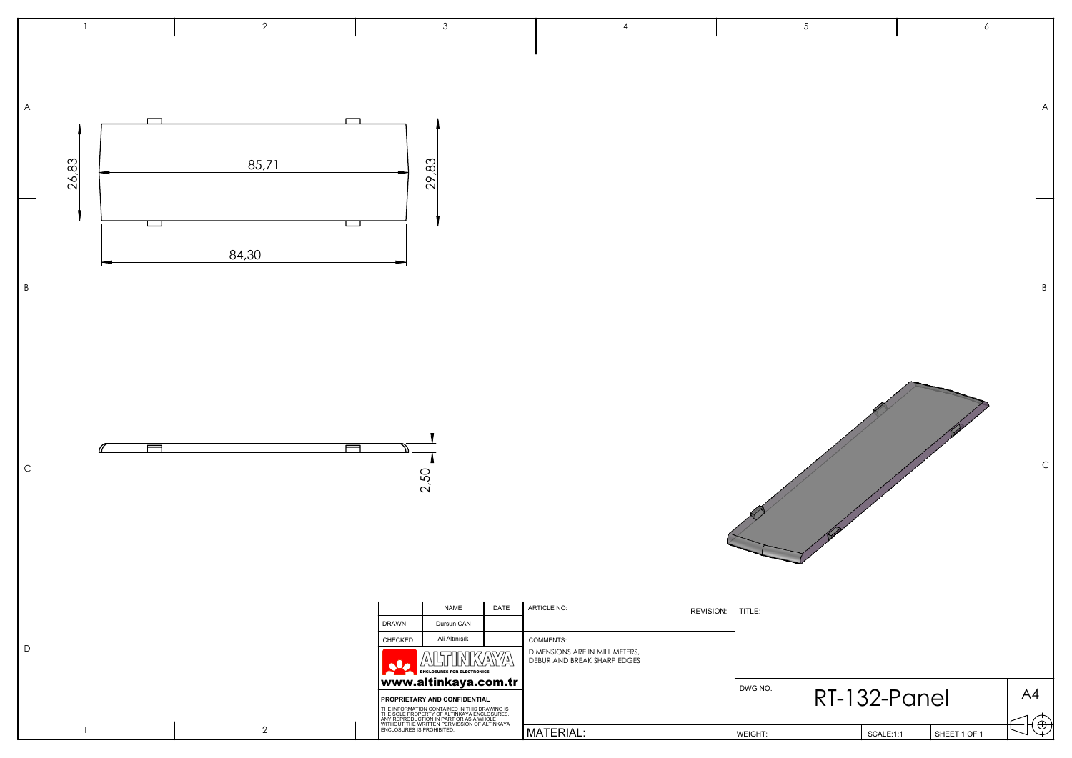85,71

26,83

29,83

84,30

2,50

| | NAME | DATE | ARTICLE NO: | REVISION: | TITLE: |
|---|---|---|---|---|---|
| DRAWN | Dursun CAN | | | | |
| CHECKED | Ali Altınışık | | COMMENTS: DIMENSIONS ARE IN MILLIMETERS, DEBUR AND BREAK SHARP EDGES | | |

ALTINKAYA ENCLOSURES FOR ELECTRONICS

www.altinkaya.com.tr

**PROPRIETARY AND CONFIDENTIAL**

THE INFORMATION CONTAINED IN THIS DRAWING IS THE SOLE PROPERTY OF ALTINKAYA ENCLOSURES. ANY REPRODUCTION IN PART OR AS A WHOLE WITHOUT THE WRITTEN PERMISSION OF ALTINKAYA ENCLOSURES IS PROHIBITED.

DWG NO. RT-132-Panel

A4

MATERIAL:

WEIGHT:

SCALE:1:1

SHEET 1 OF 1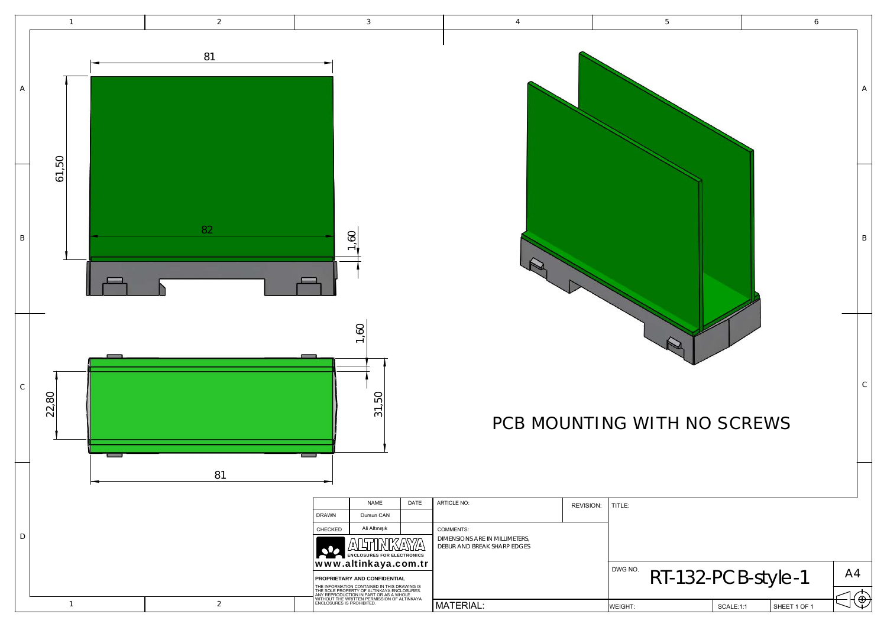81

61,50

82

1,60

1,60

22,80

31,50

81

PCB MOUNTING WITH NO SCREWS

| | NAME | DATE | ARTICLE NO: | REVISION: | TITLE: |
|---|---|---|---|---|---|
| DRAWN | Dursun CAN | | | | |
| CHECKED | Ali Altınışık | | COMMENTS: DIMENSIONS ARE IN MILLIMETERS, DEBUR AND BREAK SHARP EDGES | | |

ALTINKAYA ENCLOSURES FOR ELECTRONICS

www.altinkaya.com.tr

**PROPRIETARY AND CONFIDENTIAL**

THE INFORMATION CONTAINED IN THIS DRAWING IS THE SOLE PROPERTY OF ALTINKAYA ENCLOSURES. ANY REPRODUCTION IN PART OR AS A WHOLE WITHOUT THE WRITTEN PERMISSION OF ALTINKAYA ENCLOSURES IS PROHIBITED.

MATERIAL:

DWG NO. RT-132-PCB-style-1

A4

WEIGHT: | SCALE:1:1 | SHEET 1 OF 1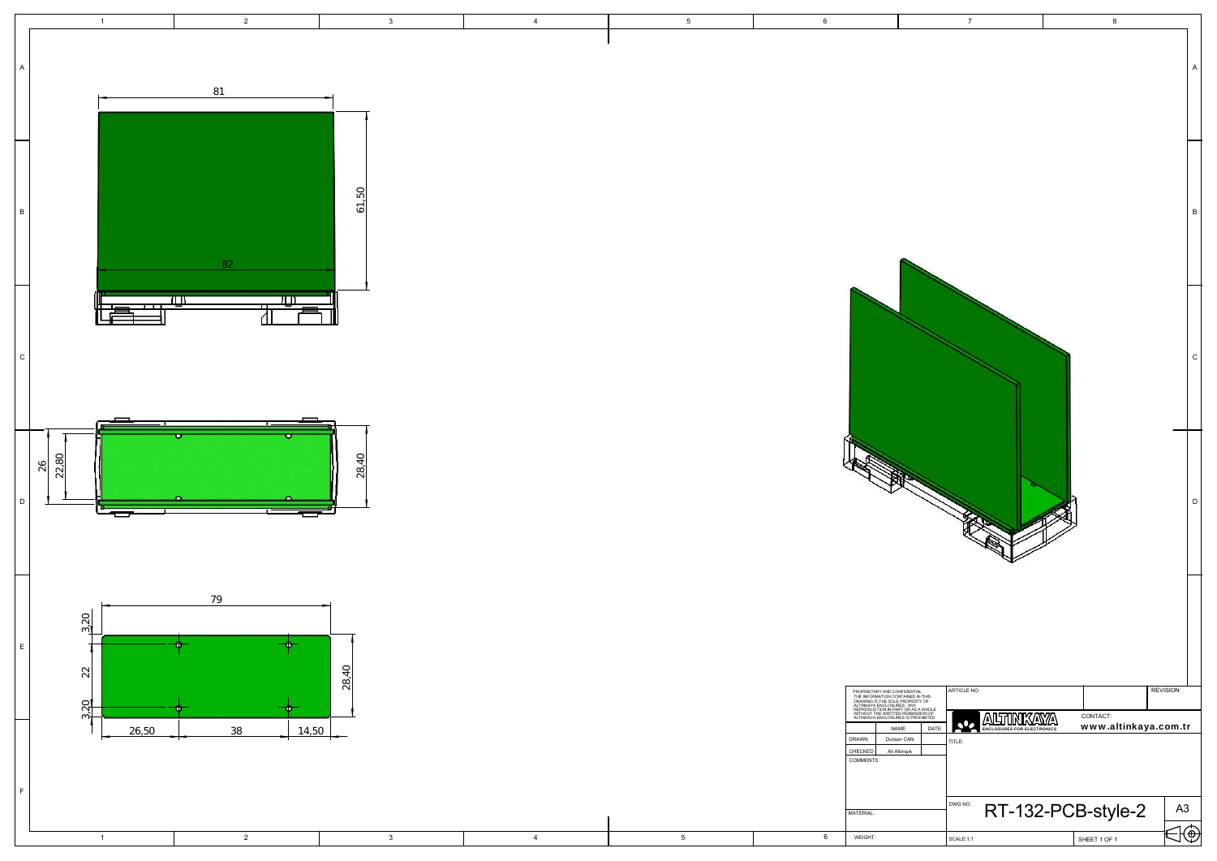81

61,50

82

26

22,80

28,40

79

3,20

22

3,20

28,40

26,50

38

14,50

PROPRIETARY AND CONFIDENTIAL
THE INFORMATION CONTAINED IN THIS DRAWING IS THE SOLE PROPERTY OF ALTINKAYA ENCLOSURES. ANY REPRODUCTION IN PART OR AS A WHOLE WITHOUT THE WRITTEN PERMISSION OF ALTINKAYA ENCLOSURES IS PROHIBITED.

| | NAME | DATE |
|---|---|---|
| DRAWN | Dursun CAN | |
| CHECKED | Ali Altınışık | |

COMMENTS:

MATERIAL:

WEIGHT:

ARTICLE NO:

REVISION:

ALTINKAYA
ENCLOSURES FOR ELECTRONICS

CONTACT:
www.altinkaya.com.tr

TITLE:

DWG NO: RT-132-PCB-style-2

A3

SCALE:1:1

SHEET 1 OF 1